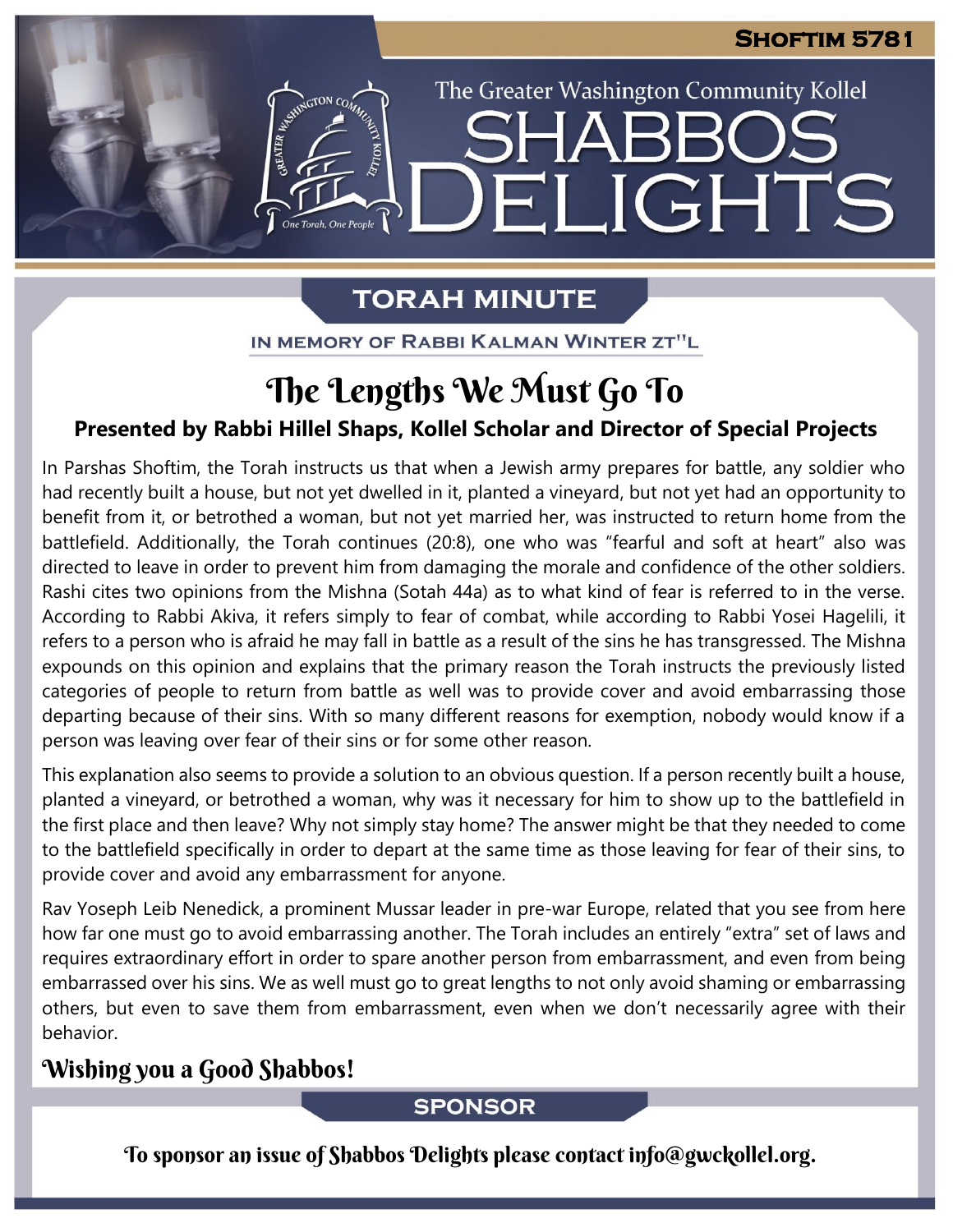SHOFTIM 5781

The Greater Washington Community Kollel

# SHABBOS DELIGHTS

## TORAH MINUTE

IN MEMORY OF RABBI KALMAN WINTER ZT"L

# The Lengths We Must Go To

**Presented by Rabbi Hillel Shaps, Kollel Scholar and Director of Special Projects**

In Parshas Shoftim, the Torah instructs us that when a Jewish army prepares for battle, any soldier who had recently built a house, but not yet dwelled in it, planted a vineyard, but not yet had an opportunity to benefit from it, or betrothed a woman, but not yet married her, was instructed to return home from the battlefield. Additionally, the Torah continues (20:8), one who was "fearful and soft at heart" also was directed to leave in order to prevent him from damaging the morale and confidence of the other soldiers. Rashi cites two opinions from the Mishna (Sotah 44a) as to what kind of fear is referred to in the verse. According to Rabbi Akiva, it refers simply to fear of combat, while according to Rabbi Yosei Hagelili, it refers to a person who is afraid he may fall in battle as a result of the sins he has transgressed. The Mishna expounds on this opinion and explains that the primary reason the Torah instructs the previously listed categories of people to return from battle as well was to provide cover and avoid embarrassing those departing because of their sins. With so many different reasons for exemption, nobody would know if a person was leaving over fear of their sins or for some other reason.

This explanation also seems to provide a solution to an obvious question. If a person recently built a house, planted a vineyard, or betrothed a woman, why was it necessary for him to show up to the battlefield in the first place and then leave? Why not simply stay home? The answer might be that they needed to come to the battlefield specifically in order to depart at the same time as those leaving for fear of their sins, to provide cover and avoid any embarrassment for anyone.

Rav Yoseph Leib Nenedick, a prominent Mussar leader in pre-war Europe, related that you see from here how far one must go to avoid embarrassing another. The Torah includes an entirely "extra" set of laws and requires extraordinary effort in order to spare another person from embarrassment, and even from being embarrassed over his sins. We as well must go to great lengths to not only avoid shaming or embarrassing others, but even to save them from embarrassment, even when we don't necessarily agree with their behavior.

**Wishing you a Good Shabbos!**

## SPONSOR

To sponsor an issue of Shabbos Delights please contact info@gwckollel.org.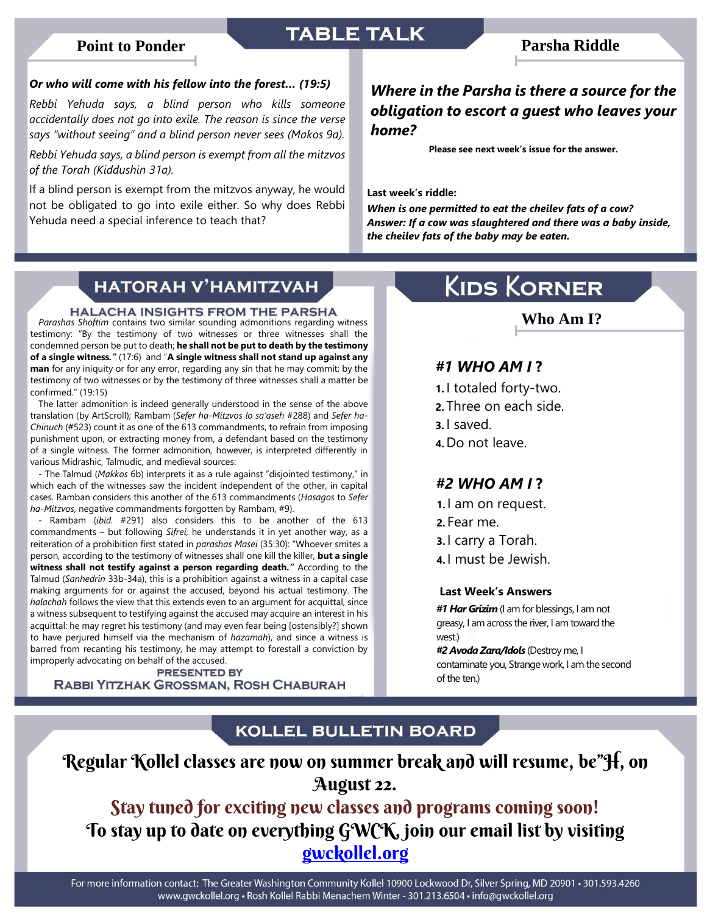# TABLE TALK

## Point to Ponder

***Or who will come with his fellow into the forest... (19:5)***

*Rebbi Yehuda says, a blind person who kills someone accidentally does not go into exile. The reason is since the verse says "without seeing" and a blind person never sees (Makos 9a).*

*Rebbi Yehuda says, a blind person is exempt from all the mitzvos of the Torah (Kiddushin 31a).*

If a blind person is exempt from the mitzvos anyway, he would not be obligated to go into exile either. So why does Rebbi Yehuda need a special inference to teach that?

## Parsha Riddle

***Where in the Parsha is there a source for the obligation to escort a guest who leaves your home?***

**Please see next week's issue for the answer.**

**Last week's riddle:**

***When is one permitted to eat the cheilev fats of a cow?***
***Answer: If a cow was slaughtered and there was a baby inside, the cheilev fats of the baby may be eaten.***

# HATORAH V'HAMITZVAH

## HALACHA INSIGHTS FROM THE PARSHA

*Parashas Shoftim* contains two similar sounding admonitions regarding witness testimony: "By the testimony of two witnesses or three witnesses shall the condemned person be put to death; **he shall not be put to death by the testimony of a single witness."** (17:6) and "**A single witness shall not stand up against any man** for any iniquity or for any error, regarding any sin that he may commit; by the testimony of two witnesses or by the testimony of three witnesses shall a matter be confirmed." (19:15)

The latter admonition is indeed generally understood in the sense of the above translation (by ArtScroll); Rambam (*Sefer ha-Mitzvos lo sa'aseh* #288) and *Sefer ha-Chinuch* (#523) count it as one of the 613 commandments, to refrain from imposing punishment upon, or extracting money from, a defendant based on the testimony of a single witness. The former admonition, however, is interpreted differently in various Midrashic, Talmudic, and medieval sources:

- The Talmud (*Makkos* 6b) interprets it as a rule against "disjointed testimony," in which each of the witnesses saw the incident independent of the other, in capital cases. Ramban considers this another of the 613 commandments (*Hasagos* to *Sefer ha-Mitzvos*, negative commandments forgotten by Rambam, #9).

- Rambam (*ibid.* #291) also considers this to be another of the 613 commandments – but following *Sifrei*, he understands it in yet another way, as a reiteration of a prohibition first stated in *parashas Masei* (35:30): "Whoever smites a person, according to the testimony of witnesses shall one kill the killer, **but a single witness shall not testify against a person regarding death."** According to the Talmud (*Sanhedrin* 33b-34a), this is a prohibition against a witness in a capital case making arguments for or against the accused, beyond his actual testimony. The *halachah* follows the view that this extends even to an argument for acquittal, since a witness subsequent to testifying against the accused may acquire an interest in his acquittal: he may regret his testimony (and may even fear being [ostensibly?] shown to have perjured himself via the mechanism of *hazamah*), and since a witness is barred from recanting his testimony, he may attempt to forestall a conviction by improperly advocating on behalf of the accused.

PRESENTED BY
RABBI YITZHAK GROSSMAN, ROSH CHABURAH

# KIDS KORNER

## Who Am I?

### *#1 WHO AM I ?*

1. I totaled forty-two.
2. Three on each side.
3. I saved.
4. Do not leave.

### *#2 WHO AM I ?*

1. I am on request.
2. Fear me.
3. I carry a Torah.
4. I must be Jewish.

**Last Week's Answers**

***#1 Har Grizim*** (I am for blessings, I am not greasy, I am across the river, I am toward the west.)

***#2 Avoda Zara/Idols*** (Destroy me, I contaminate you, Strange work, I am the second of the ten.)

# KOLLEL BULLETIN BOARD

Regular Kollel classes are now on summer break and will resume, be"H, on August 22.

Stay tuned for exciting new classes and programs coming soon!

To stay up to date on everything GWCK, join our email list by visiting [gwckollel.org](gwckollel.org)

For more information contact: The Greater Washington Community Kollel 10900 Lockwood Dr, Silver Spring, MD 20901 • 301.593.4260
www.gwckollel.org • Rosh Kollel Rabbi Menachem Winter - 301.213.6504 • info@gwckollel.org